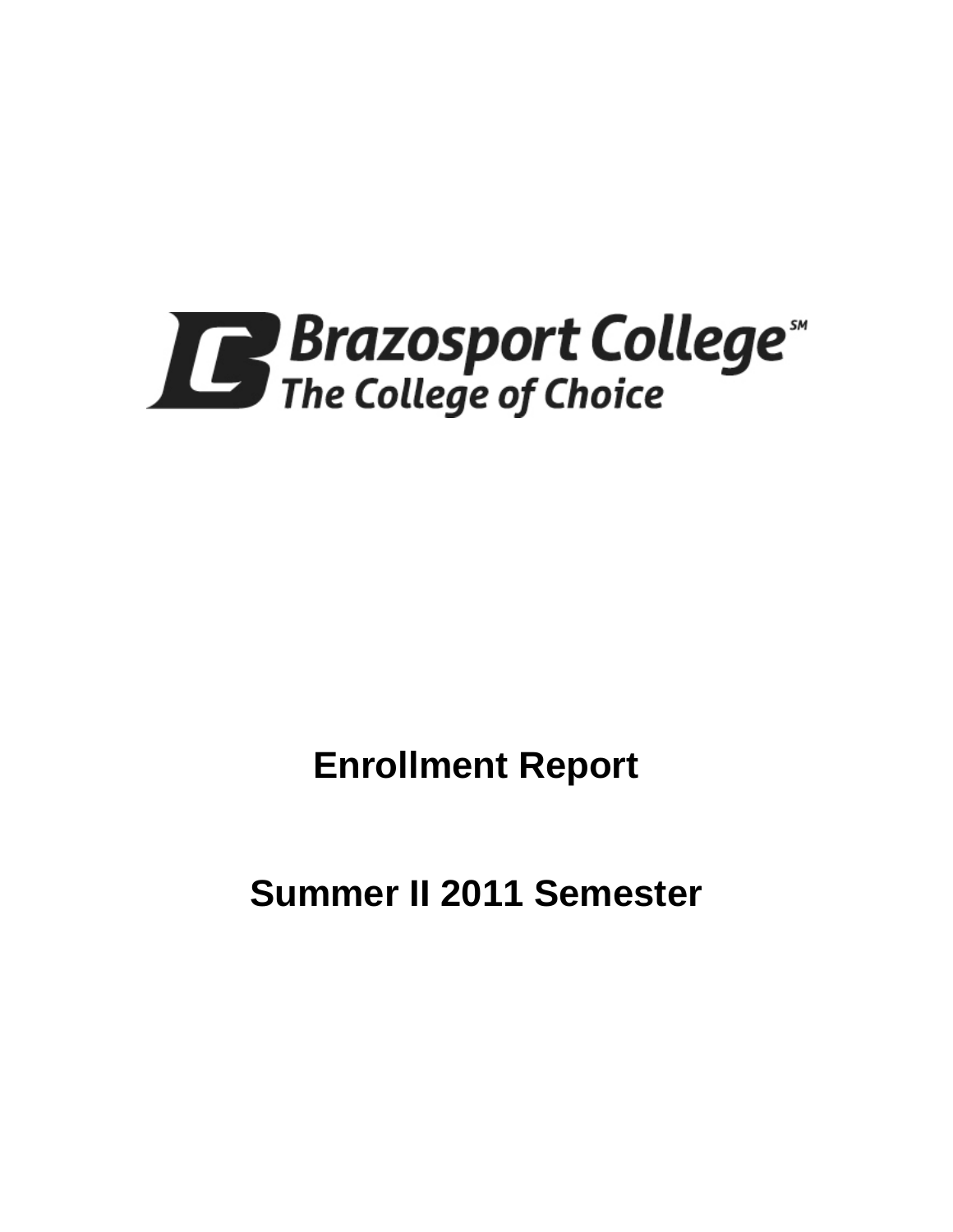Brazosport College[SM]

The College of Choice

# Enrollment Report

# Summer II 2011 Semester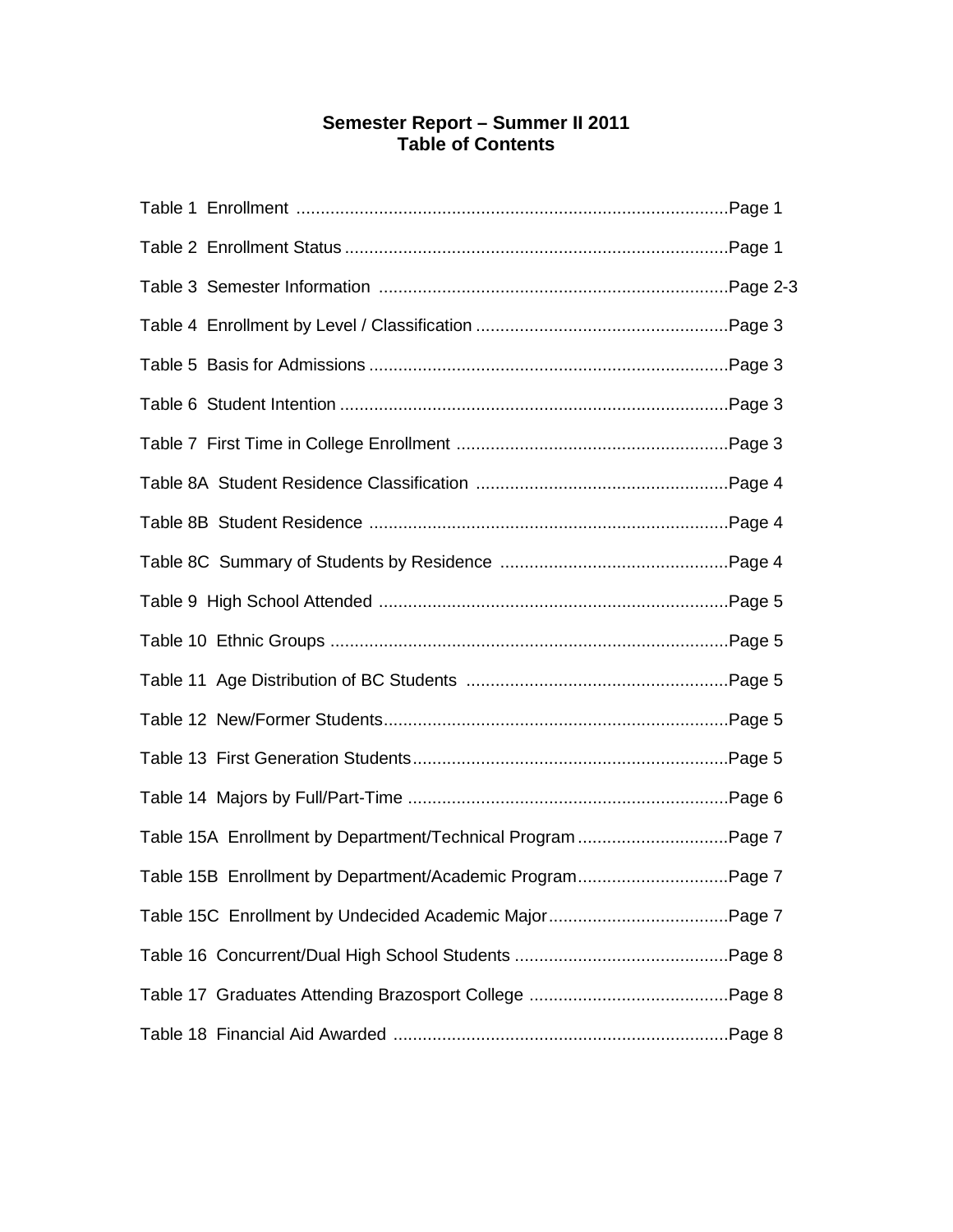# Semester Report – Summer II 2011
## Table of Contents

| | |
|---|---|
| Table 1 Enrollment | Page 1 |
| Table 2 Enrollment Status | Page 1 |
| Table 3 Semester Information | Page 2-3 |
| Table 4 Enrollment by Level / Classification | Page 3 |
| Table 5 Basis for Admissions | Page 3 |
| Table 6 Student Intention | Page 3 |
| Table 7 First Time in College Enrollment | Page 3 |
| Table 8A Student Residence Classification | Page 4 |
| Table 8B Student Residence | Page 4 |
| Table 8C Summary of Students by Residence | Page 4 |
| Table 9 High School Attended | Page 5 |
| Table 10 Ethnic Groups | Page 5 |
| Table 11 Age Distribution of BC Students | Page 5 |
| Table 12 New/Former Students | Page 5 |
| Table 13 First Generation Students | Page 5 |
| Table 14 Majors by Full/Part-Time | Page 6 |
| Table 15A Enrollment by Department/Technical Program | Page 7 |
| Table 15B Enrollment by Department/Academic Program | Page 7 |
| Table 15C Enrollment by Undecided Academic Major | Page 7 |
| Table 16 Concurrent/Dual High School Students | Page 8 |
| Table 17 Graduates Attending Brazosport College | Page 8 |
| Table 18 Financial Aid Awarded | Page 8 |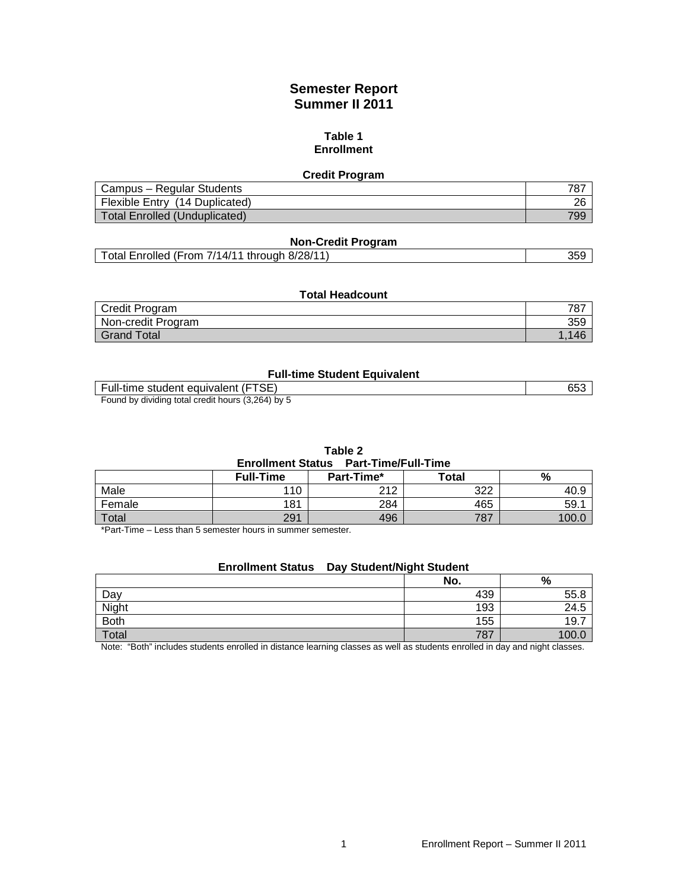# Semester Report
## Summer II 2011

### Table 1
### Enrollment

**Credit Program**

| | |
|---|---|
| Campus – Regular Students | 787 |
| Flexible Entry (14 Duplicated) | 26 |
| Total Enrolled (Unduplicated) | 799 |

**Non-Credit Program**

| | |
|---|---|
| Total Enrolled (From 7/14/11 through 8/28/11) | 359 |

**Total Headcount**

| | |
|---|---|
| Credit Program | 787 |
| Non-credit Program | 359 |
| Grand Total | 1,146 |

**Full-time Student Equivalent**

| | |
|---|---|
| Full-time student equivalent (FTSE) | 653 |

Found by dividing total credit hours (3,264) by 5

### Table 2
**Enrollment Status Part-Time/Full-Time**

| | Full-Time | Part-Time* | Total | % |
|---|---|---|---|---|
| Male | 110 | 212 | 322 | 40.9 |
| Female | 181 | 284 | 465 | 59.1 |
| Total | 291 | 496 | 787 | 100.0 |

*Part-Time – Less than 5 semester hours in summer semester.

**Enrollment Status Day Student/Night Student**

| | No. | % |
|---|---|---|
| Day | 439 | 55.8 |
| Night | 193 | 24.5 |
| Both | 155 | 19.7 |
| Total | 787 | 100.0 |

Note: "Both" includes students enrolled in distance learning classes as well as students enrolled in day and night classes.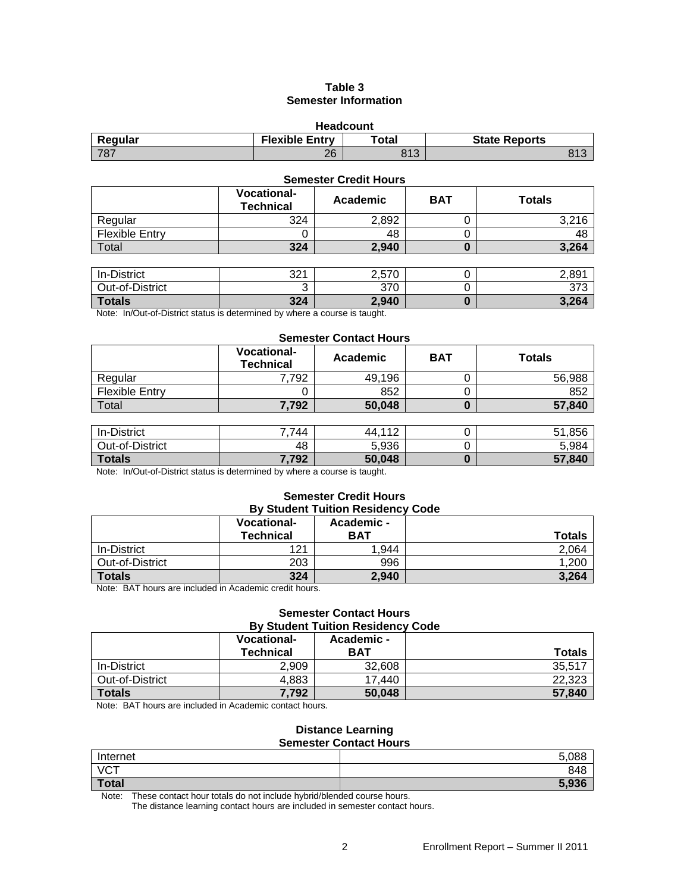# Table 3
## Semester Information

### Headcount

| Regular | Flexible Entry | Total | State Reports |
|---|---|---|---|
| 787 | 26 | 813 | 813 |

### Semester Credit Hours

| | Vocational-Technical | Academic | BAT | Totals |
|---|---|---|---|---|
| Regular | 324 | 2,892 | 0 | 3,216 |
| Flexible Entry | 0 | 48 | 0 | 48 |
| Total | **324** | **2,940** | **0** | **3,264** |

| | | | | |
|---|---|---|---|---|
| In-District | 321 | 2,570 | 0 | 2,891 |
| Out-of-District | 3 | 370 | 0 | 373 |
| **Totals** | **324** | **2,940** | **0** | **3,264** |

Note: In/Out-of-District status is determined by where a course is taught.

### Semester Contact Hours

| | Vocational-Technical | Academic | BAT | Totals |
|---|---|---|---|---|
| Regular | 7,792 | 49,196 | 0 | 56,988 |
| Flexible Entry | 0 | 852 | 0 | 852 |
| Total | **7,792** | **50,048** | **0** | **57,840** |

| | | | | |
|---|---|---|---|---|
| In-District | 7,744 | 44,112 | 0 | 51,856 |
| Out-of-District | 48 | 5,936 | 0 | 5,984 |
| **Totals** | **7,792** | **50,048** | **0** | **57,840** |

Note: In/Out-of-District status is determined by where a course is taught.

### Semester Credit Hours By Student Tuition Residency Code

| | Vocational-Technical | Academic - BAT | Totals |
|---|---|---|---|
| In-District | 121 | 1,944 | 2,064 |
| Out-of-District | 203 | 996 | 1,200 |
| **Totals** | **324** | **2,940** | **3,264** |

Note: BAT hours are included in Academic credit hours.

### Semester Contact Hours By Student Tuition Residency Code

| | Vocational-Technical | Academic - BAT | Totals |
|---|---|---|---|
| In-District | 2,909 | 32,608 | 35,517 |
| Out-of-District | 4,883 | 17,440 | 22,323 |
| **Totals** | **7,792** | **50,048** | **57,840** |

Note: BAT hours are included in Academic contact hours.

### Distance Learning Semester Contact Hours

| | |
|---|---|
| Internet | 5,088 |
| VCT | 848 |
| **Total** | **5,936** |

Note: These contact hour totals do not include hybrid/blended course hours.
The distance learning contact hours are included in semester contact hours.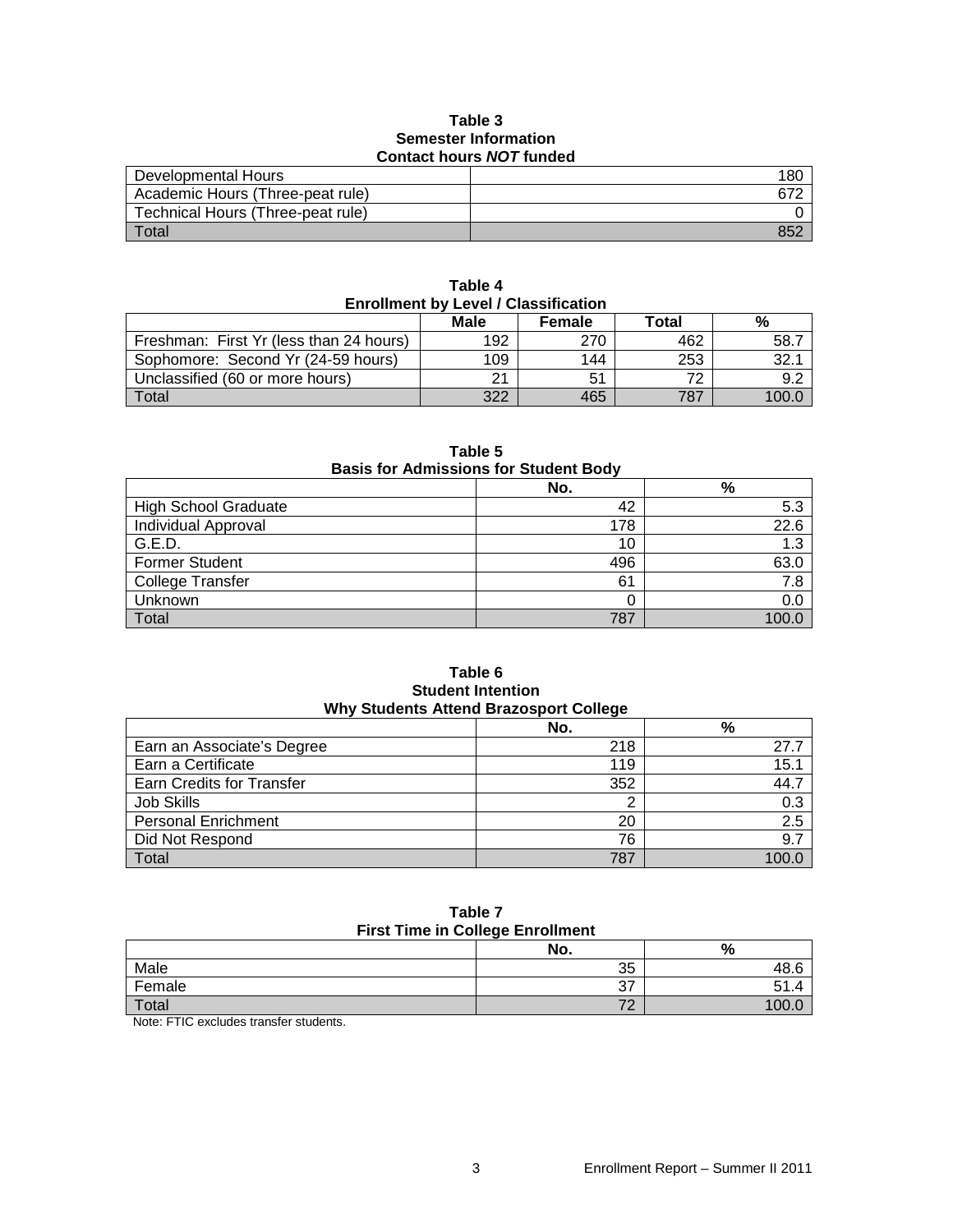**Table 3**
**Semester Information**
**Contact hours *NOT* funded**

| | |
|---|---|
| Developmental Hours | 180 |
| Academic Hours (Three-peat rule) | 672 |
| Technical Hours (Three-peat rule) | 0 |
| Total | 852 |

**Table 4**
**Enrollment by Level / Classification**

| | Male | Female | Total | % |
|---|---|---|---|---|
| Freshman: First Yr (less than 24 hours) | 192 | 270 | 462 | 58.7 |
| Sophomore: Second Yr (24-59 hours) | 109 | 144 | 253 | 32.1 |
| Unclassified (60 or more hours) | 21 | 51 | 72 | 9.2 |
| Total | 322 | 465 | 787 | 100.0 |

**Table 5**
**Basis for Admissions for Student Body**

| | No. | % |
|---|---|---|
| High School Graduate | 42 | 5.3 |
| Individual Approval | 178 | 22.6 |
| G.E.D. | 10 | 1.3 |
| Former Student | 496 | 63.0 |
| College Transfer | 61 | 7.8 |
| Unknown | 0 | 0.0 |
| Total | 787 | 100.0 |

**Table 6**
**Student Intention**
**Why Students Attend Brazosport College**

| | No. | % |
|---|---|---|
| Earn an Associate's Degree | 218 | 27.7 |
| Earn a Certificate | 119 | 15.1 |
| Earn Credits for Transfer | 352 | 44.7 |
| Job Skills | 2 | 0.3 |
| Personal Enrichment | 20 | 2.5 |
| Did Not Respond | 76 | 9.7 |
| Total | 787 | 100.0 |

**Table 7**
**First Time in College Enrollment**

| | No. | % |
|---|---|---|
| Male | 35 | 48.6 |
| Female | 37 | 51.4 |
| Total | 72 | 100.0 |

Note: FTIC excludes transfer students.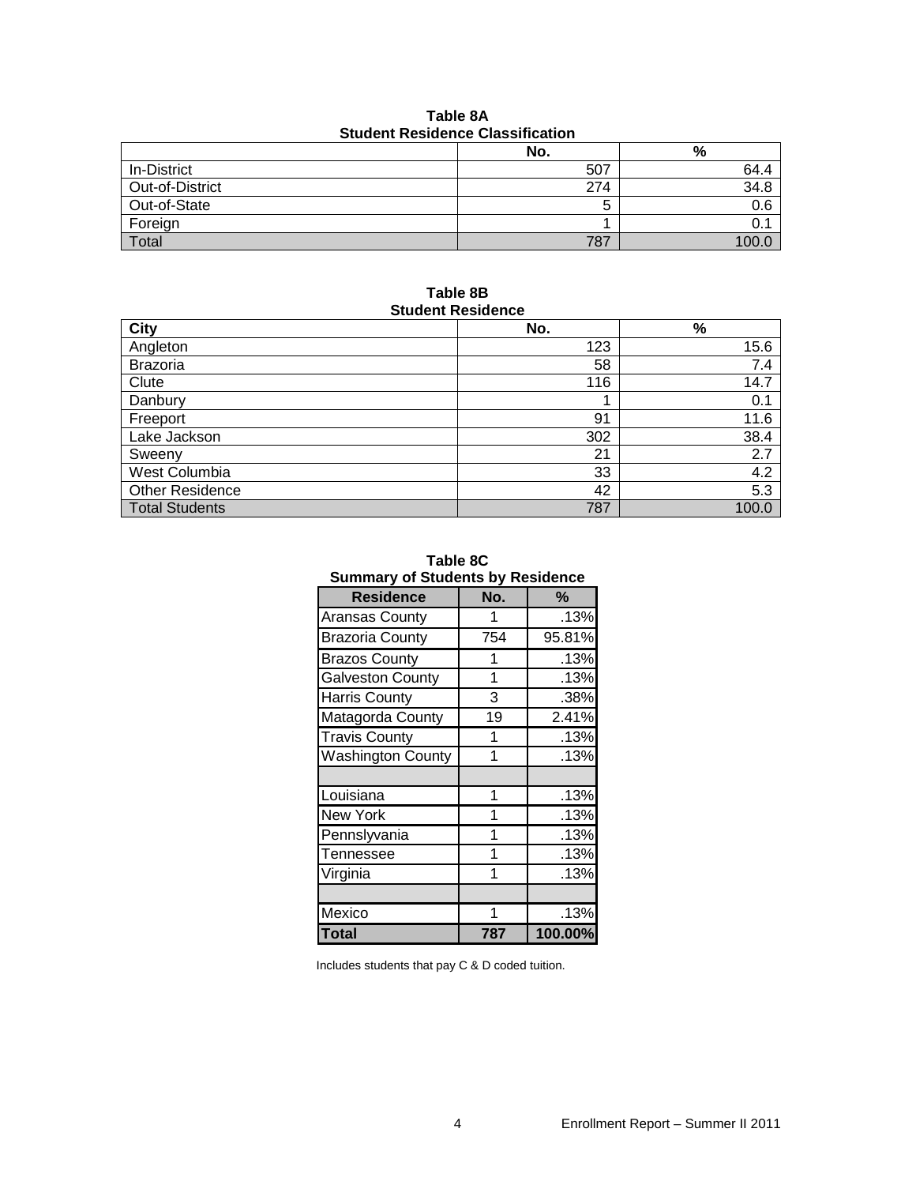**Table 8A**
**Student Residence Classification**

| | No. | % |
|---|---|---|
| In-District | 507 | 64.4 |
| Out-of-District | 274 | 34.8 |
| Out-of-State | 5 | 0.6 |
| Foreign | 1 | 0.1 |
| Total | 787 | 100.0 |

**Table 8B**
**Student Residence**

| City | No. | % |
|---|---|---|
| Angleton | 123 | 15.6 |
| Brazoria | 58 | 7.4 |
| Clute | 116 | 14.7 |
| Danbury | 1 | 0.1 |
| Freeport | 91 | 11.6 |
| Lake Jackson | 302 | 38.4 |
| Sweeny | 21 | 2.7 |
| West Columbia | 33 | 4.2 |
| Other Residence | 42 | 5.3 |
| Total Students | 787 | 100.0 |

**Table 8C**
**Summary of Students by Residence**

| Residence | No. | % |
|---|---|---|
| Aransas County | 1 | .13% |
| Brazoria County | 754 | 95.81% |
| Brazos County | 1 | .13% |
| Galveston County | 1 | .13% |
| Harris County | 3 | .38% |
| Matagorda County | 19 | 2.41% |
| Travis County | 1 | .13% |
| Washington County | 1 | .13% |
| | | |
| Louisiana | 1 | .13% |
| New York | 1 | .13% |
| Pennslyvania | 1 | .13% |
| Tennessee | 1 | .13% |
| Virginia | 1 | .13% |
| | | |
| Mexico | 1 | .13% |
| **Total** | **787** | **100.00%** |

Includes students that pay C & D coded tuition.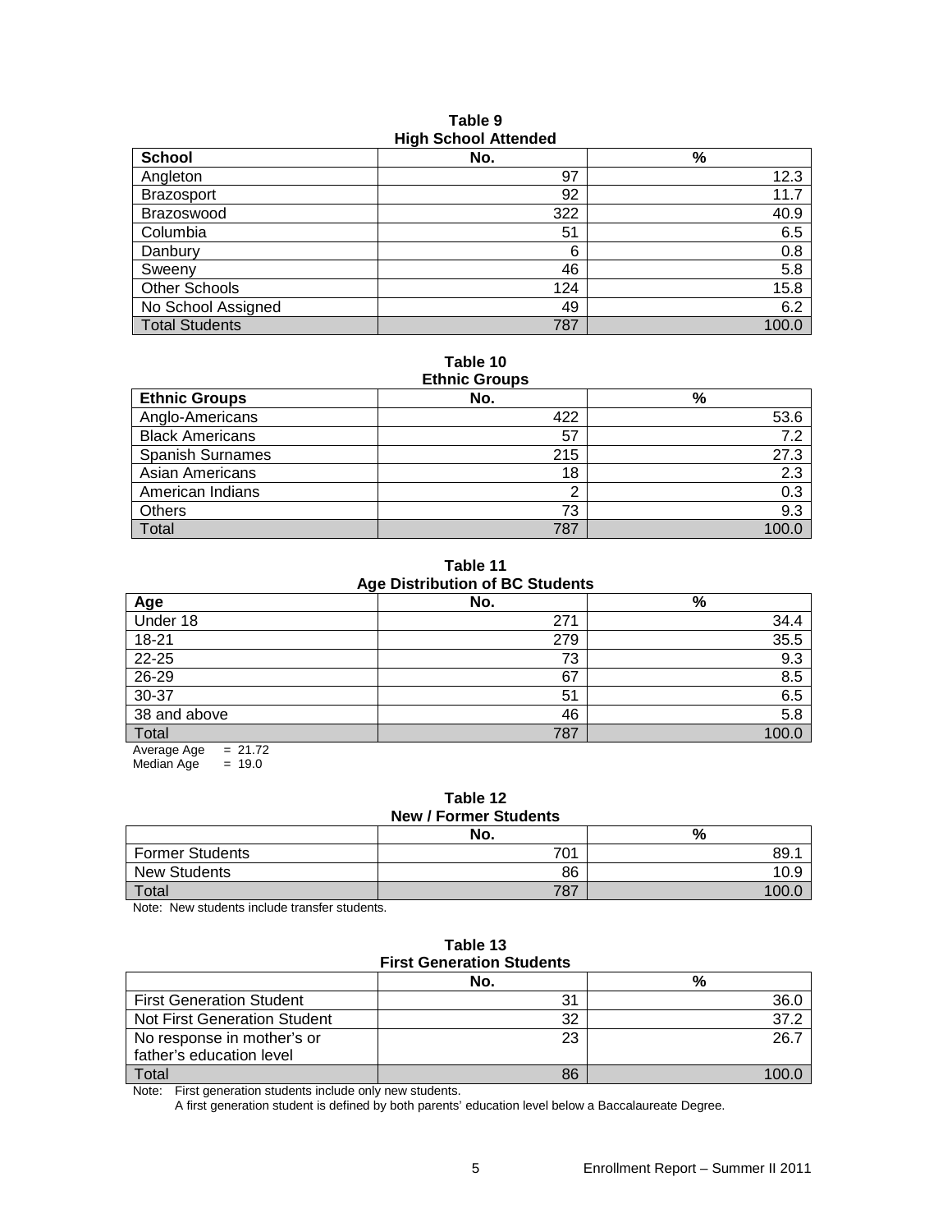**Table 9**
**High School Attended**

| School | No. | % |
|---|---|---|
| Angleton | 97 | 12.3 |
| Brazosport | 92 | 11.7 |
| Brazoswood | 322 | 40.9 |
| Columbia | 51 | 6.5 |
| Danbury | 6 | 0.8 |
| Sweeny | 46 | 5.8 |
| Other Schools | 124 | 15.8 |
| No School Assigned | 49 | 6.2 |
| Total Students | 787 | 100.0 |

**Table 10**
**Ethnic Groups**

| Ethnic Groups | No. | % |
|---|---|---|
| Anglo-Americans | 422 | 53.6 |
| Black Americans | 57 | 7.2 |
| Spanish Surnames | 215 | 27.3 |
| Asian Americans | 18 | 2.3 |
| American Indians | 2 | 0.3 |
| Others | 73 | 9.3 |
| Total | 787 | 100.0 |

**Table 11**
**Age Distribution of BC Students**

| Age | No. | % |
|---|---|---|
| Under 18 | 271 | 34.4 |
| 18-21 | 279 | 35.5 |
| 22-25 | 73 | 9.3 |
| 26-29 | 67 | 8.5 |
| 30-37 | 51 | 6.5 |
| 38 and above | 46 | 5.8 |
| Total | 787 | 100.0 |

Average Age = 21.72
Median Age = 19.0

**Table 12**
**New / Former Students**

| | No. | % |
|---|---|---|
| Former Students | 701 | 89.1 |
| New Students | 86 | 10.9 |
| Total | 787 | 100.0 |

Note: New students include transfer students.

**Table 13**
**First Generation Students**

| | No. | % |
|---|---|---|
| First Generation Student | 31 | 36.0 |
| Not First Generation Student | 32 | 37.2 |
| No response in mother's or father's education level | 23 | 26.7 |
| Total | 86 | 100.0 |

Note: First generation students include only new students.
A first generation student is defined by both parents' education level below a Baccalaureate Degree.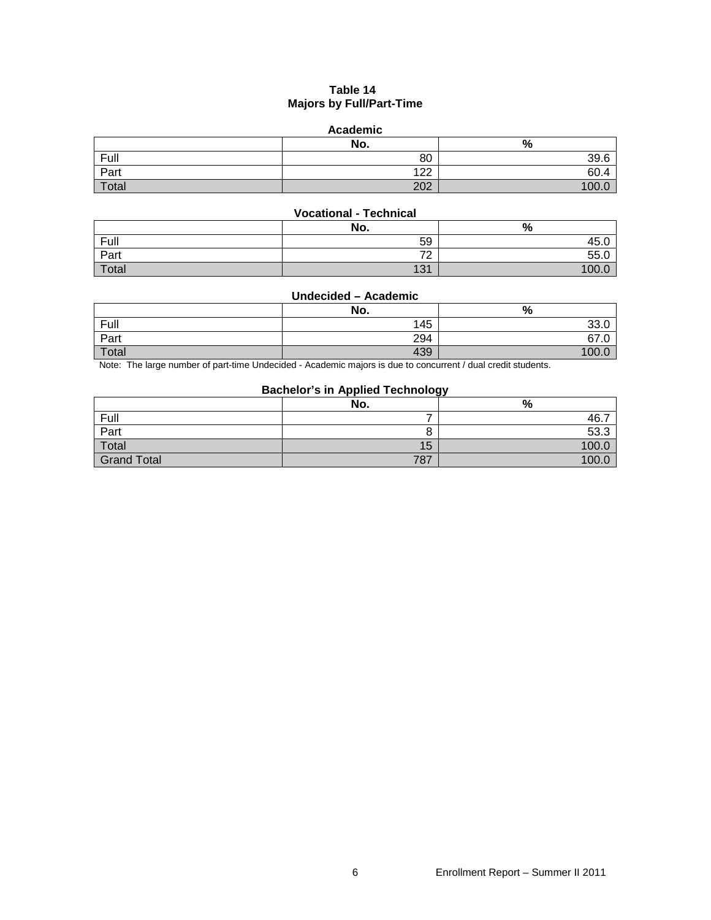**Table 14**
**Majors by Full/Part-Time**

**Academic**

| | No. | % |
|---|---|---|
| Full | 80 | 39.6 |
| Part | 122 | 60.4 |
| Total | 202 | 100.0 |

**Vocational - Technical**

| | No. | % |
|---|---|---|
| Full | 59 | 45.0 |
| Part | 72 | 55.0 |
| Total | 131 | 100.0 |

**Undecided – Academic**

| | No. | % |
|---|---|---|
| Full | 145 | 33.0 |
| Part | 294 | 67.0 |
| Total | 439 | 100.0 |

Note: The large number of part-time Undecided - Academic majors is due to concurrent / dual credit students.

**Bachelor's in Applied Technology**

| | No. | % |
|---|---|---|
| Full | 7 | 46.7 |
| Part | 8 | 53.3 |
| Total | 15 | 100.0 |
| Grand Total | 787 | 100.0 |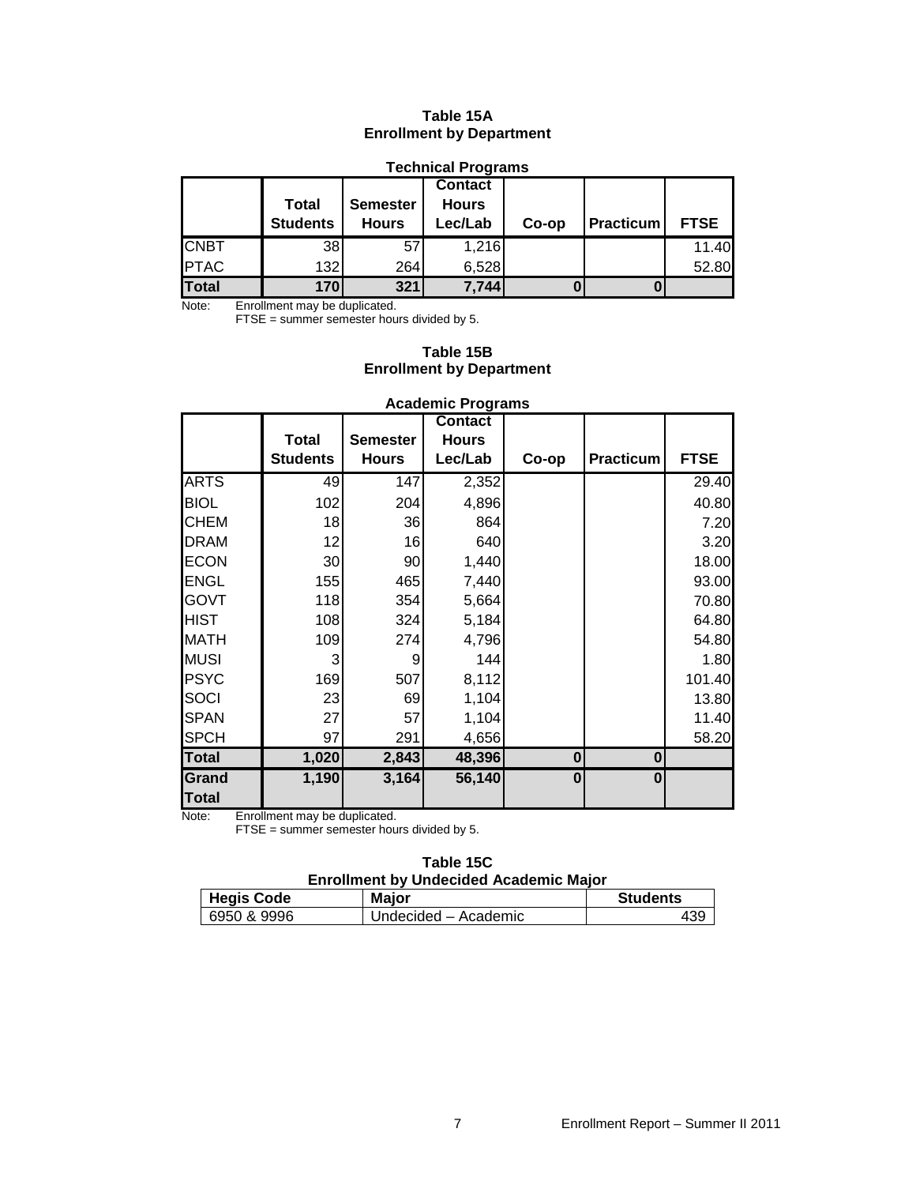## Table 15A
## Enrollment by Department

### Technical Programs

| | Total Students | Semester Hours | Contact Hours Lec/Lab | Co-op | Practicum | FTSE |
|---|---|---|---|---|---|---|
| CNBT | 38 | 57 | 1,216 | | | 11.40 |
| PTAC | 132 | 264 | 6,528 | | | 52.80 |
| **Total** | **170** | **321** | **7,744** | **0** | **0** | |

Note: Enrollment may be duplicated.
FTSE = summer semester hours divided by 5.

## Table 15B
## Enrollment by Department

### Academic Programs

| | Total Students | Semester Hours | Contact Hours Lec/Lab | Co-op | Practicum | FTSE |
|---|---|---|---|---|---|---|
| ARTS | 49 | 147 | 2,352 | | | 29.40 |
| BIOL | 102 | 204 | 4,896 | | | 40.80 |
| CHEM | 18 | 36 | 864 | | | 7.20 |
| DRAM | 12 | 16 | 640 | | | 3.20 |
| ECON | 30 | 90 | 1,440 | | | 18.00 |
| ENGL | 155 | 465 | 7,440 | | | 93.00 |
| GOVT | 118 | 354 | 5,664 | | | 70.80 |
| HIST | 108 | 324 | 5,184 | | | 64.80 |
| MATH | 109 | 274 | 4,796 | | | 54.80 |
| MUSI | 3 | 9 | 144 | | | 1.80 |
| PSYC | 169 | 507 | 8,112 | | | 101.40 |
| SOCI | 23 | 69 | 1,104 | | | 13.80 |
| SPAN | 27 | 57 | 1,104 | | | 11.40 |
| SPCH | 97 | 291 | 4,656 | | | 58.20 |
| **Total** | **1,020** | **2,843** | **48,396** | **0** | **0** | |
| **Grand Total** | **1,190** | **3,164** | **56,140** | **0** | **0** | |

Note: Enrollment may be duplicated.
FTSE = summer semester hours divided by 5.

## Table 15C
## Enrollment by Undecided Academic Major

| Hegis Code | Major | Students |
|---|---|---|
| 6950 & 9996 | Undecided – Academic | 439 |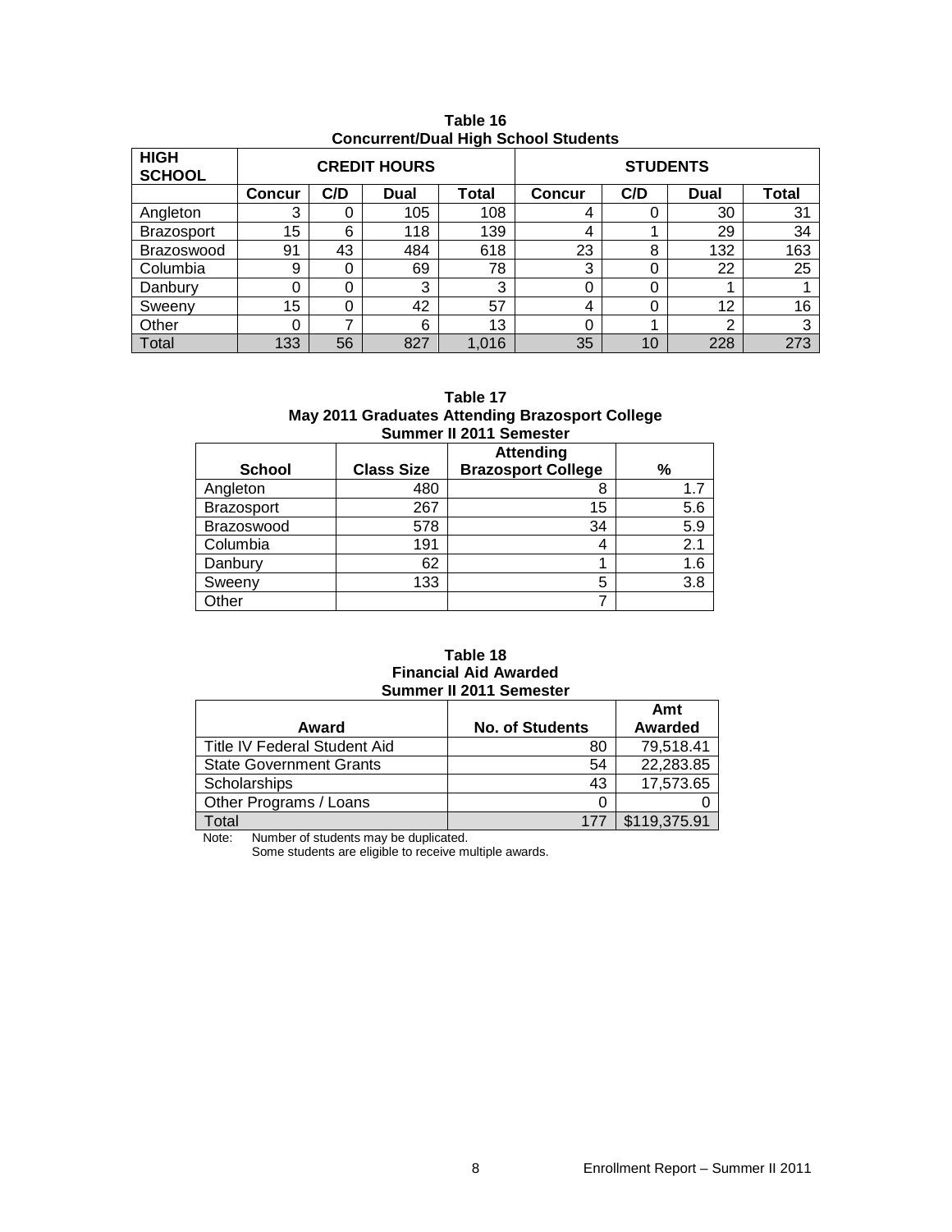**Table 16**
**Concurrent/Dual High School Students**

| HIGH SCHOOL | CREDIT HOURS | | | | STUDENTS | | | |
|---|---|---|---|---|---|---|---|---|
| | Concur | C/D | Dual | Total | Concur | C/D | Dual | Total |
| Angleton | 3 | 0 | 105 | 108 | 4 | 0 | 30 | 31 |
| Brazosport | 15 | 6 | 118 | 139 | 4 | 1 | 29 | 34 |
| Brazoswood | 91 | 43 | 484 | 618 | 23 | 8 | 132 | 163 |
| Columbia | 9 | 0 | 69 | 78 | 3 | 0 | 22 | 25 |
| Danbury | 0 | 0 | 3 | 3 | 0 | 0 | 1 | 1 |
| Sweeny | 15 | 0 | 42 | 57 | 4 | 0 | 12 | 16 |
| Other | 0 | 7 | 6 | 13 | 0 | 1 | 2 | 3 |
| Total | 133 | 56 | 827 | 1,016 | 35 | 10 | 228 | 273 |

**Table 17**
**May 2011 Graduates Attending Brazosport College**
**Summer II 2011 Semester**

| School | Class Size | Attending Brazosport College | % |
|---|---|---|---|
| Angleton | 480 | 8 | 1.7 |
| Brazosport | 267 | 15 | 5.6 |
| Brazoswood | 578 | 34 | 5.9 |
| Columbia | 191 | 4 | 2.1 |
| Danbury | 62 | 1 | 1.6 |
| Sweeny | 133 | 5 | 3.8 |
| Other | | 7 | |

**Table 18**
**Financial Aid Awarded**
**Summer II 2011 Semester**

| Award | No. of Students | Amt Awarded |
|---|---|---|
| Title IV Federal Student Aid | 80 | 79,518.41 |
| State Government Grants | 54 | 22,283.85 |
| Scholarships | 43 | 17,573.65 |
| Other Programs / Loans | 0 | 0 |
| Total | 177 | $119,375.91 |

Note: Number of students may be duplicated.
Some students are eligible to receive multiple awards.